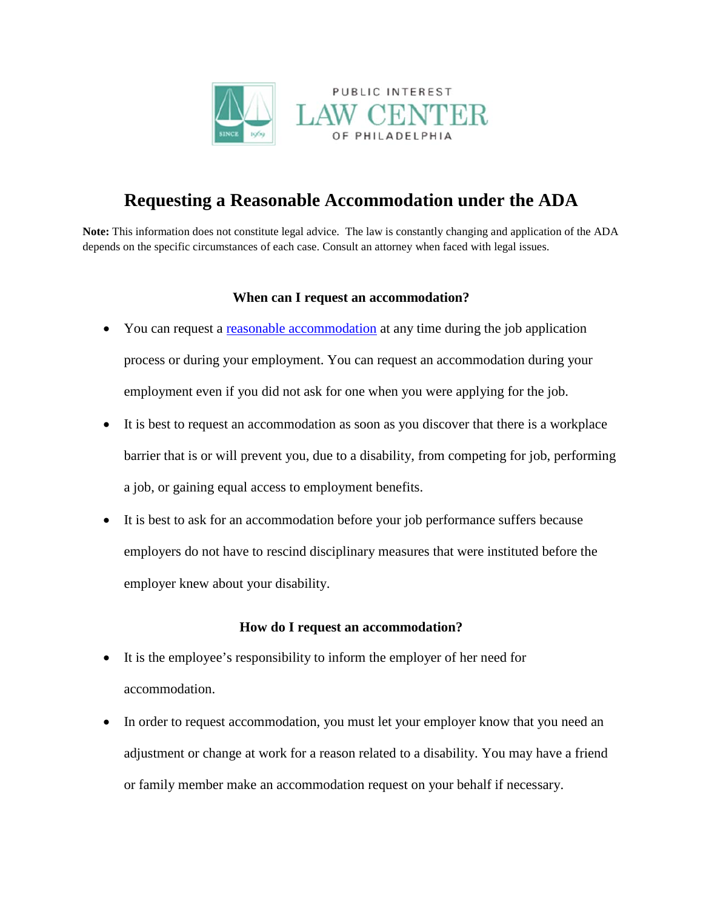PUBLIC INTEREST LAW CENTER OF PHILADELPHIA

# Requesting a Reasonable Accommodation under the ADA

**Note:** This information does not constitute legal advice. The law is constantly changing and application of the ADA depends on the specific circumstances of each case. Consult an attorney when faced with legal issues.

### When can I request an accommodation?

- You can request a reasonable accommodation at any time during the job application process or during your employment. You can request an accommodation during your employment even if you did not ask for one when you were applying for the job.
- It is best to request an accommodation as soon as you discover that there is a workplace barrier that is or will prevent you, due to a disability, from competing for job, performing a job, or gaining equal access to employment benefits.
- It is best to ask for an accommodation before your job performance suffers because employers do not have to rescind disciplinary measures that were instituted before the employer knew about your disability.

### How do I request an accommodation?

- It is the employee's responsibility to inform the employer of her need for accommodation.
- In order to request accommodation, you must let your employer know that you need an adjustment or change at work for a reason related to a disability. You may have a friend or family member make an accommodation request on your behalf if necessary.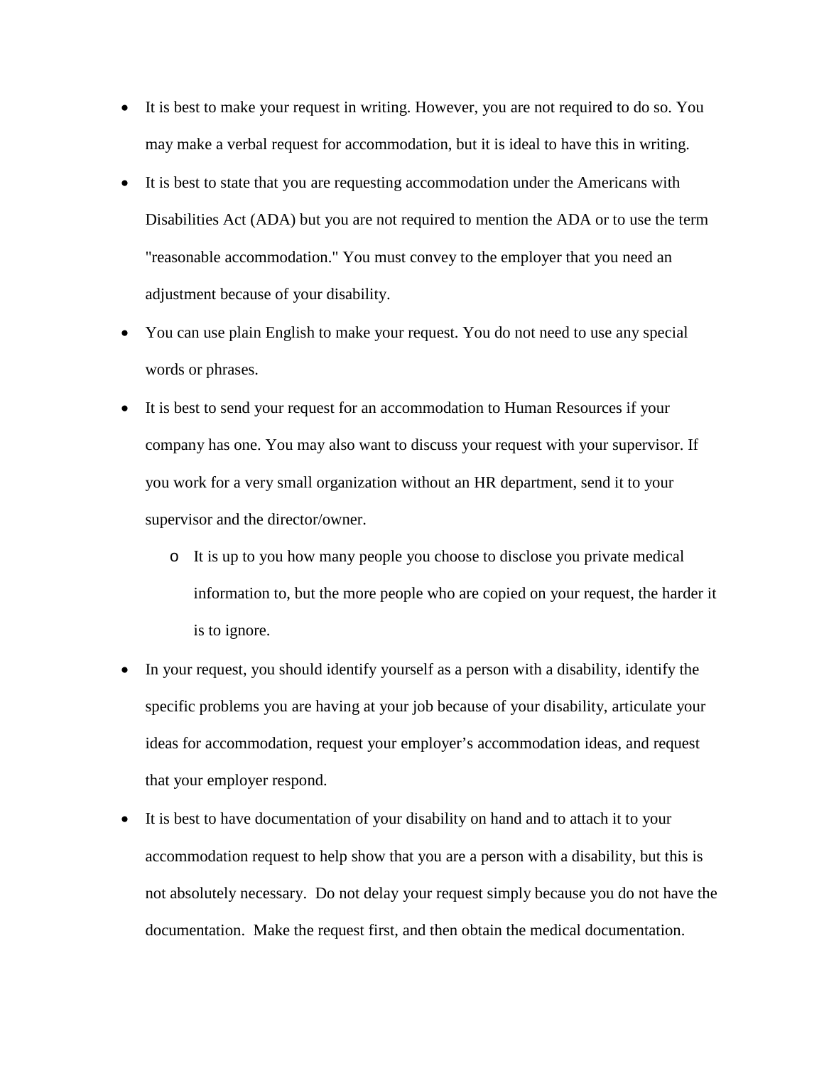- It is best to make your request in writing. However, you are not required to do so. You may make a verbal request for accommodation, but it is ideal to have this in writing.
- It is best to state that you are requesting accommodation under the Americans with Disabilities Act (ADA) but you are not required to mention the ADA or to use the term "reasonable accommodation." You must convey to the employer that you need an adjustment because of your disability.
- You can use plain English to make your request. You do not need to use any special words or phrases.
- It is best to send your request for an accommodation to Human Resources if your company has one. You may also want to discuss your request with your supervisor. If you work for a very small organization without an HR department, send it to your supervisor and the director/owner.
  - It is up to you how many people you choose to disclose you private medical information to, but the more people who are copied on your request, the harder it is to ignore.
- In your request, you should identify yourself as a person with a disability, identify the specific problems you are having at your job because of your disability, articulate your ideas for accommodation, request your employer's accommodation ideas, and request that your employer respond.
- It is best to have documentation of your disability on hand and to attach it to your accommodation request to help show that you are a person with a disability, but this is not absolutely necessary. Do not delay your request simply because you do not have the documentation. Make the request first, and then obtain the medical documentation.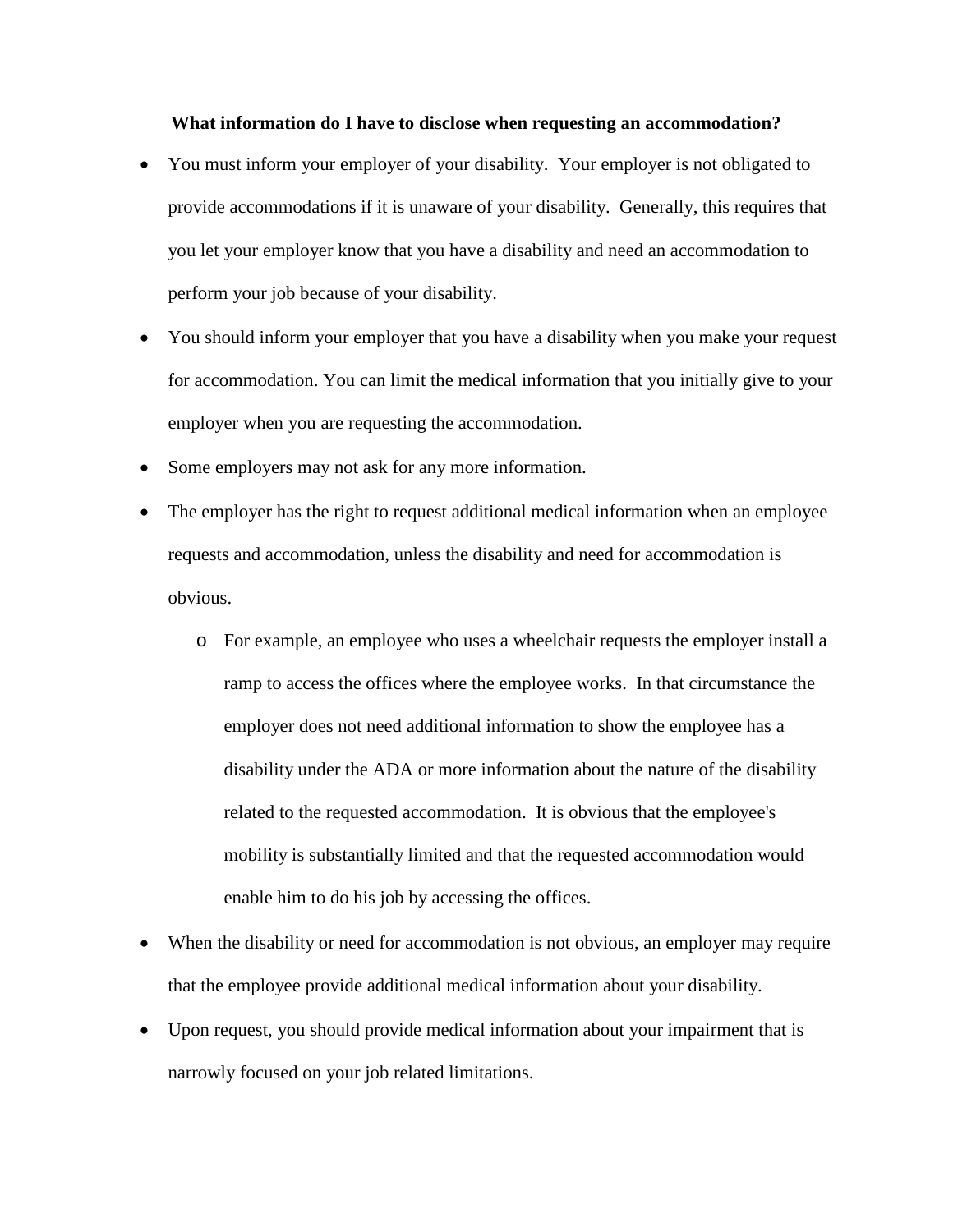**What information do I have to disclose when requesting an accommodation?**

- You must inform your employer of your disability. Your employer is not obligated to provide accommodations if it is unaware of your disability. Generally, this requires that you let your employer know that you have a disability and need an accommodation to perform your job because of your disability.
- You should inform your employer that you have a disability when you make your request for accommodation. You can limit the medical information that you initially give to your employer when you are requesting the accommodation.
- Some employers may not ask for any more information.
- The employer has the right to request additional medical information when an employee requests and accommodation, unless the disability and need for accommodation is obvious.
  - For example, an employee who uses a wheelchair requests the employer install a ramp to access the offices where the employee works. In that circumstance the employer does not need additional information to show the employee has a disability under the ADA or more information about the nature of the disability related to the requested accommodation. It is obvious that the employee's mobility is substantially limited and that the requested accommodation would enable him to do his job by accessing the offices.
- When the disability or need for accommodation is not obvious, an employer may require that the employee provide additional medical information about your disability.
- Upon request, you should provide medical information about your impairment that is narrowly focused on your job related limitations.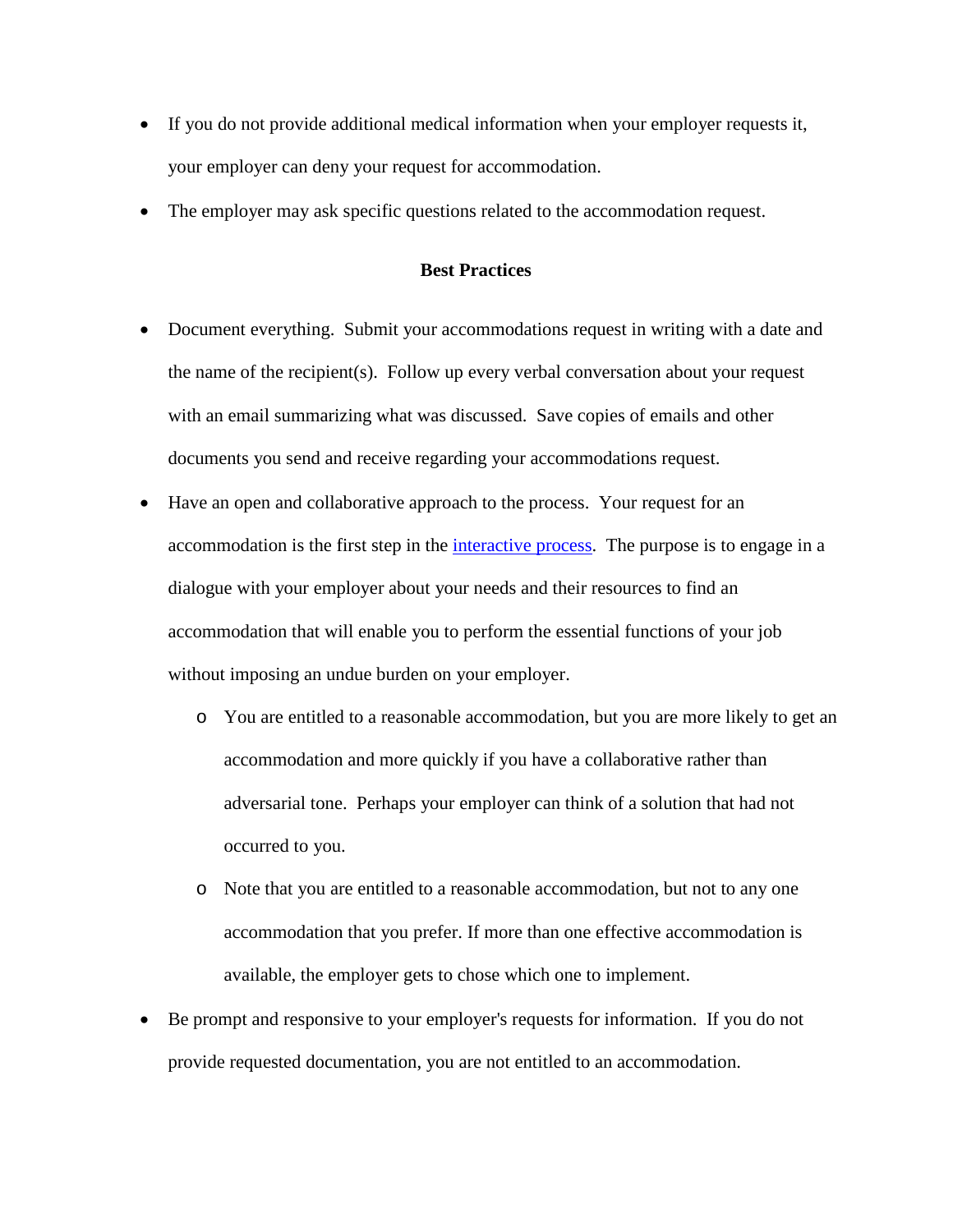- If you do not provide additional medical information when your employer requests it, your employer can deny your request for accommodation.
- The employer may ask specific questions related to the accommodation request.

## Best Practices

- Document everything. Submit your accommodations request in writing with a date and the name of the recipient(s). Follow up every verbal conversation about your request with an email summarizing what was discussed. Save copies of emails and other documents you send and receive regarding your accommodations request.
- Have an open and collaborative approach to the process. Your request for an accommodation is the first step in the interactive process. The purpose is to engage in a dialogue with your employer about your needs and their resources to find an accommodation that will enable you to perform the essential functions of your job without imposing an undue burden on your employer.
  - You are entitled to a reasonable accommodation, but you are more likely to get an accommodation and more quickly if you have a collaborative rather than adversarial tone. Perhaps your employer can think of a solution that had not occurred to you.
  - Note that you are entitled to a reasonable accommodation, but not to any one accommodation that you prefer. If more than one effective accommodation is available, the employer gets to chose which one to implement.
- Be prompt and responsive to your employer's requests for information. If you do not provide requested documentation, you are not entitled to an accommodation.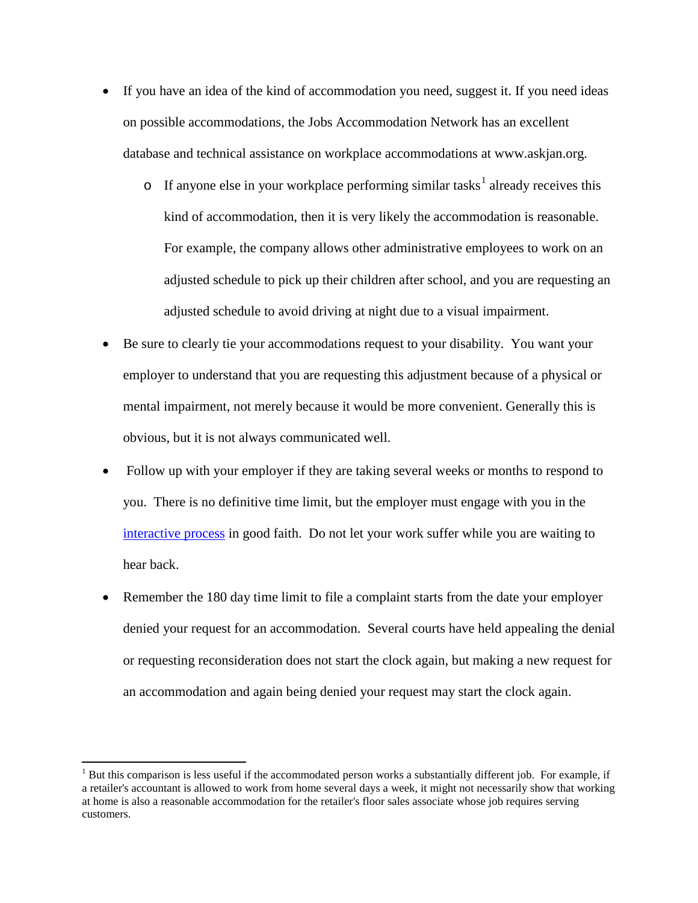- If you have an idea of the kind of accommodation you need, suggest it. If you need ideas on possible accommodations, the Jobs Accommodation Network has an excellent database and technical assistance on workplace accommodations at www.askjan.org.
    - If anyone else in your workplace performing similar tasks[1] already receives this kind of accommodation, then it is very likely the accommodation is reasonable. For example, the company allows other administrative employees to work on an adjusted schedule to pick up their children after school, and you are requesting an adjusted schedule to avoid driving at night due to a visual impairment.
- Be sure to clearly tie your accommodations request to your disability. You want your employer to understand that you are requesting this adjustment because of a physical or mental impairment, not merely because it would be more convenient. Generally this is obvious, but it is not always communicated well.
- Follow up with your employer if they are taking several weeks or months to respond to you. There is no definitive time limit, but the employer must engage with you in the interactive process in good faith. Do not let your work suffer while you are waiting to hear back.
- Remember the 180 day time limit to file a complaint starts from the date your employer denied your request for an accommodation. Several courts have held appealing the denial or requesting reconsideration does not start the clock again, but making a new request for an accommodation and again being denied your request may start the clock again.

---

[1] But this comparison is less useful if the accommodated person works a substantially different job. For example, if a retailer's accountant is allowed to work from home several days a week, it might not necessarily show that working at home is also a reasonable accommodation for the retailer's floor sales associate whose job requires serving customers.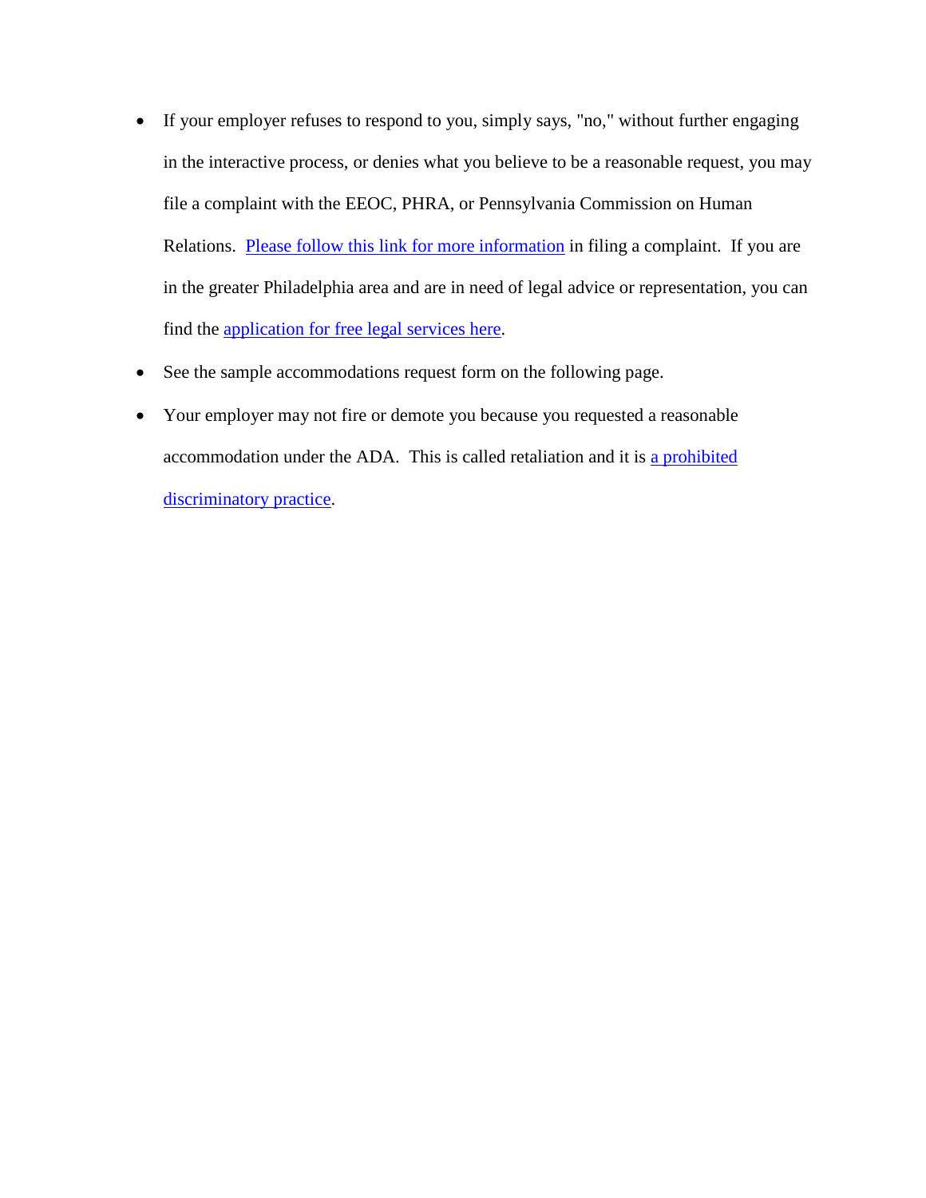- If your employer refuses to respond to you, simply says, "no," without further engaging in the interactive process, or denies what you believe to be a reasonable request, you may file a complaint with the EEOC, PHRA, or Pennsylvania Commission on Human Relations. Please follow this link for more information in filing a complaint. If you are in the greater Philadelphia area and are in need of legal advice or representation, you can find the application for free legal services here.
- See the sample accommodations request form on the following page.
- Your employer may not fire or demote you because you requested a reasonable accommodation under the ADA. This is called retaliation and it is a prohibited discriminatory practice.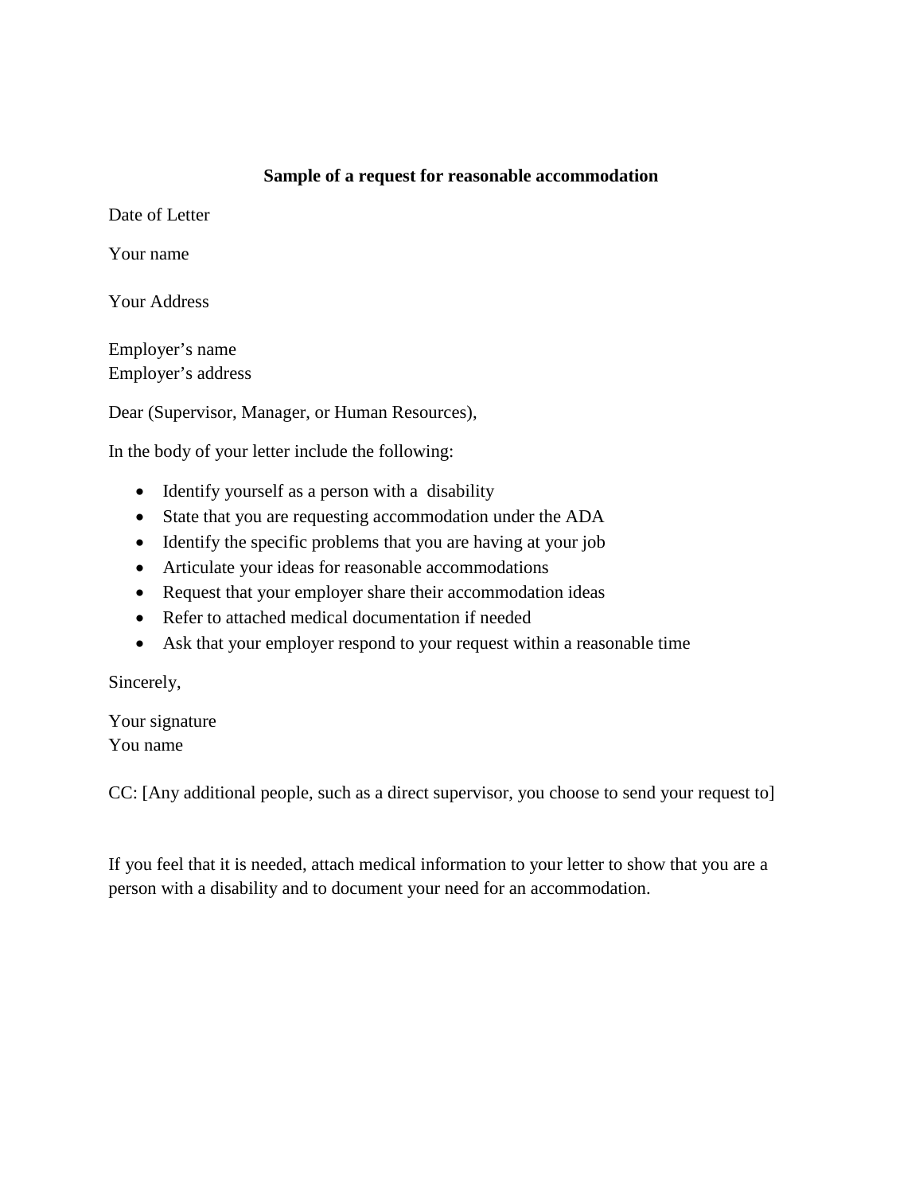**Sample of a request for reasonable accommodation**

Date of Letter

Your name

Your Address

Employer's name
Employer's address

Dear (Supervisor, Manager, or Human Resources),

In the body of your letter include the following:

- Identify yourself as a person with a disability
- State that you are requesting accommodation under the ADA
- Identify the specific problems that you are having at your job
- Articulate your ideas for reasonable accommodations
- Request that your employer share their accommodation ideas
- Refer to attached medical documentation if needed
- Ask that your employer respond to your request within a reasonable time

Sincerely,

Your signature
You name

CC: [Any additional people, such as a direct supervisor, you choose to send your request to]

If you feel that it is needed, attach medical information to your letter to show that you are a person with a disability and to document your need for an accommodation.